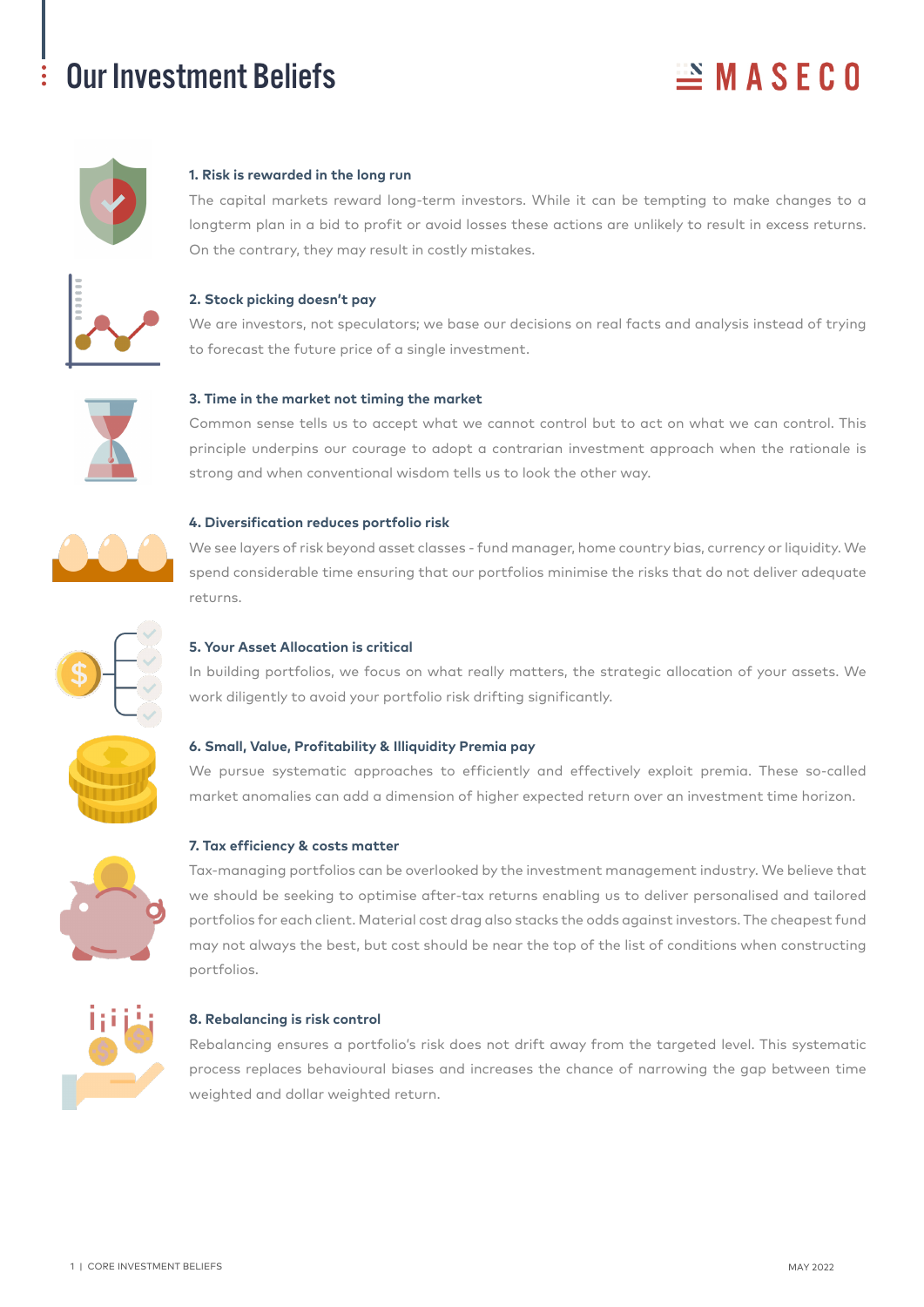# Our Investment Beliefs

MASECO

### 1. Risk is rewarded in the long run

The capital markets reward long-term investors. While it can be tempting to make changes to a longterm plan in a bid to profit or avoid losses these actions are unlikely to result in excess returns. On the contrary, they may result in costly mistakes.

### 2. Stock picking doesn't pay

We are investors, not speculators; we base our decisions on real facts and analysis instead of trying to forecast the future price of a single investment.

### 3. Time in the market not timing the market

Common sense tells us to accept what we cannot control but to act on what we can control. This principle underpins our courage to adopt a contrarian investment approach when the rationale is strong and when conventional wisdom tells us to look the other way.

### 4. Diversification reduces portfolio risk

We see layers of risk beyond asset classes - fund manager, home country bias, currency or liquidity. We spend considerable time ensuring that our portfolios minimise the risks that do not deliver adequate returns.

### 5. Your Asset Allocation is critical

In building portfolios, we focus on what really matters, the strategic allocation of your assets. We work diligently to avoid your portfolio risk drifting significantly.

### 6. Small, Value, Profitability & Illiquidity Premia pay

We pursue systematic approaches to efficiently and effectively exploit premia. These so-called market anomalies can add a dimension of higher expected return over an investment time horizon.

### 7. Tax efficiency & costs matter

Tax-managing portfolios can be overlooked by the investment management industry. We believe that we should be seeking to optimise after-tax returns enabling us to deliver personalised and tailored portfolios for each client. Material cost drag also stacks the odds against investors. The cheapest fund may not always the best, but cost should be near the top of the list of conditions when constructing portfolios.

### 8. Rebalancing is risk control

Rebalancing ensures a portfolio's risk does not drift away from the targeted level. This systematic process replaces behavioural biases and increases the chance of narrowing the gap between time weighted and dollar weighted return.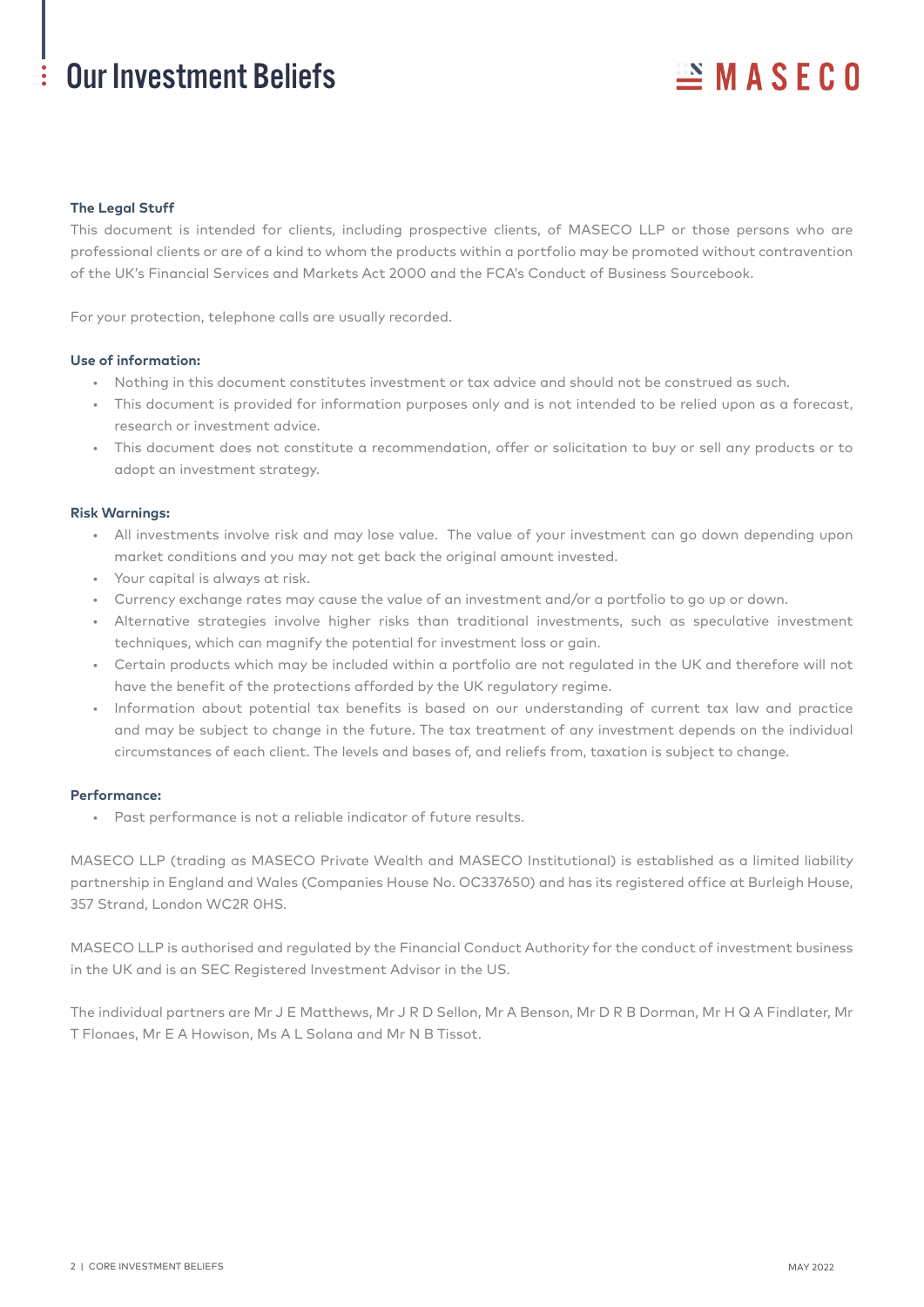# Our Investment Beliefs

MASECO

### The Legal Stuff

This document is intended for clients, including prospective clients, of MASECO LLP or those persons who are professional clients or are of a kind to whom the products within a portfolio may be promoted without contravention of the UK's Financial Services and Markets Act 2000 and the FCA's Conduct of Business Sourcebook.

For your protection, telephone calls are usually recorded.

### Use of information:

- Nothing in this document constitutes investment or tax advice and should not be construed as such.
- This document is provided for information purposes only and is not intended to be relied upon as a forecast, research or investment advice.
- This document does not constitute a recommendation, offer or solicitation to buy or sell any products or to adopt an investment strategy.

### Risk Warnings:

- All investments involve risk and may lose value. The value of your investment can go down depending upon market conditions and you may not get back the original amount invested.
- Your capital is always at risk.
- Currency exchange rates may cause the value of an investment and/or a portfolio to go up or down.
- Alternative strategies involve higher risks than traditional investments, such as speculative investment techniques, which can magnify the potential for investment loss or gain.
- Certain products which may be included within a portfolio are not regulated in the UK and therefore will not have the benefit of the protections afforded by the UK regulatory regime.
- Information about potential tax benefits is based on our understanding of current tax law and practice and may be subject to change in the future. The tax treatment of any investment depends on the individual circumstances of each client. The levels and bases of, and reliefs from, taxation is subject to change.

### Performance:

- Past performance is not a reliable indicator of future results.

MASECO LLP (trading as MASECO Private Wealth and MASECO Institutional) is established as a limited liability partnership in England and Wales (Companies House No. OC337650) and has its registered office at Burleigh House, 357 Strand, London WC2R 0HS.

MASECO LLP is authorised and regulated by the Financial Conduct Authority for the conduct of investment business in the UK and is an SEC Registered Investment Advisor in the US.

The individual partners are Mr J E Matthews, Mr J R D Sellon, Mr A Benson, Mr D R B Dorman, Mr H Q A Findlater, Mr T Flonaes, Mr E A Howison, Ms A L Solana and Mr N B Tissot.